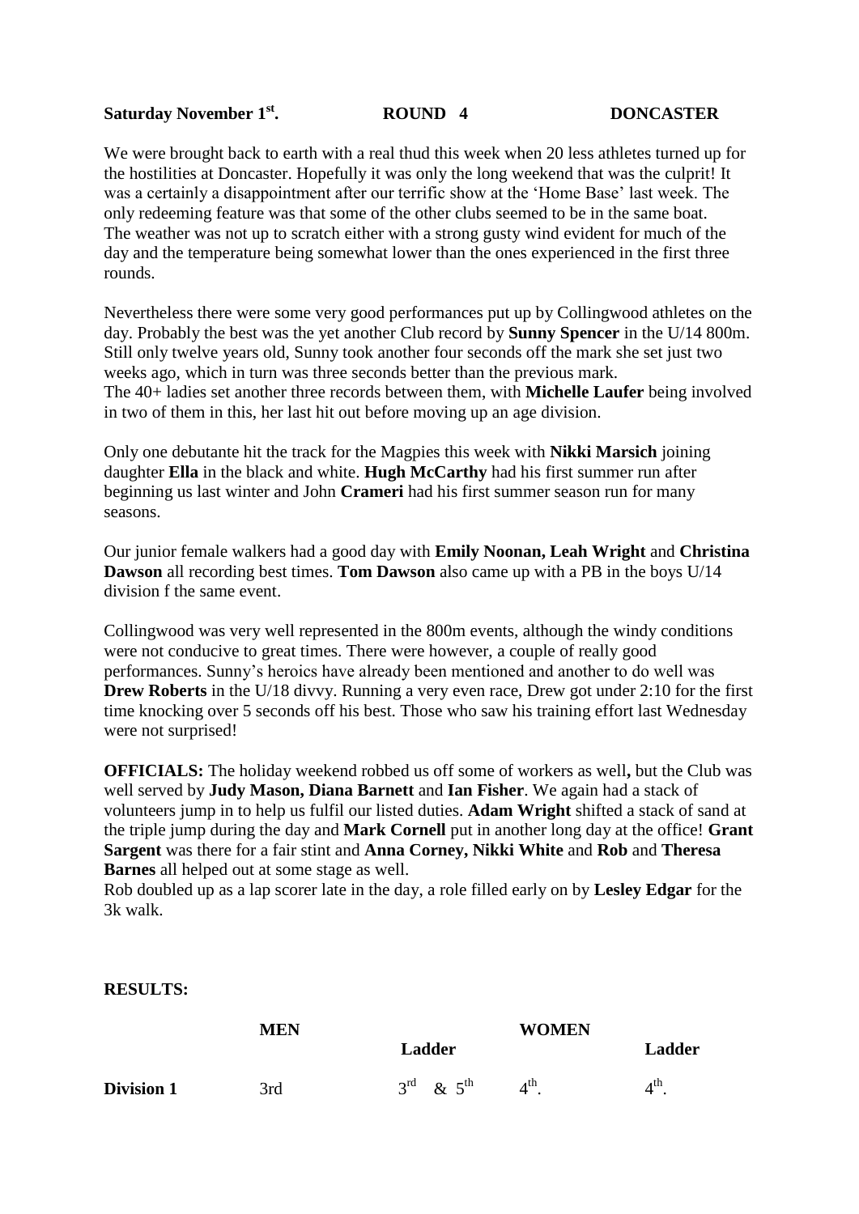**Saturday November 1st.** **ROUND 4** **DONCASTER**

We were brought back to earth with a real thud this week when 20 less athletes turned up for the hostilities at Doncaster. Hopefully it was only the long weekend that was the culprit! It was a certainly a disappointment after our terrific show at the 'Home Base' last week. The only redeeming feature was that some of the other clubs seemed to be in the same boat. The weather was not up to scratch either with a strong gusty wind evident for much of the day and the temperature being somewhat lower than the ones experienced in the first three rounds.

Nevertheless there were some very good performances put up by Collingwood athletes on the day. Probably the best was the yet another Club record by **Sunny Spencer** in the U/14 800m. Still only twelve years old, Sunny took another four seconds off the mark she set just two weeks ago, which in turn was three seconds better than the previous mark.
The 40+ ladies set another three records between them, with **Michelle Laufer** being involved in two of them in this, her last hit out before moving up an age division.

Only one debutante hit the track for the Magpies this week with **Nikki Marsich** joining daughter **Ella** in the black and white. **Hugh McCarthy** had his first summer run after beginning us last winter and John **Crameri** had his first summer season run for many seasons.

Our junior female walkers had a good day with **Emily Noonan, Leah Wright** and **Christina Dawson** all recording best times. **Tom Dawson** also came up with a PB in the boys U/14 division f the same event.

Collingwood was very well represented in the 800m events, although the windy conditions were not conducive to great times. There were however, a couple of really good performances. Sunny's heroics have already been mentioned and another to do well was **Drew Roberts** in the U/18 divvy. Running a very even race, Drew got under 2:10 for the first time knocking over 5 seconds off his best. Those who saw his training effort last Wednesday were not surprised!

**OFFICIALS:** The holiday weekend robbed us off some of workers as well**,** but the Club was well served by **Judy Mason, Diana Barnett** and **Ian Fisher**. We again had a stack of volunteers jump in to help us fulfil our listed duties. **Adam Wright** shifted a stack of sand at the triple jump during the day and **Mark Cornell** put in another long day at the office! **Grant Sargent** was there for a fair stint and **Anna Corney, Nikki White** and **Rob** and **Theresa Barnes** all helped out at some stage as well.
Rob doubled up as a lap scorer late in the day, a role filled early on by **Lesley Edgar** for the 3k walk.

**RESULTS:**

| | **MEN** | **Ladder** | **WOMEN** | **Ladder** |
|---|---|---|---|---|
| **Division 1** | 3rd | 3rd & 5th | 4th. | 4th. |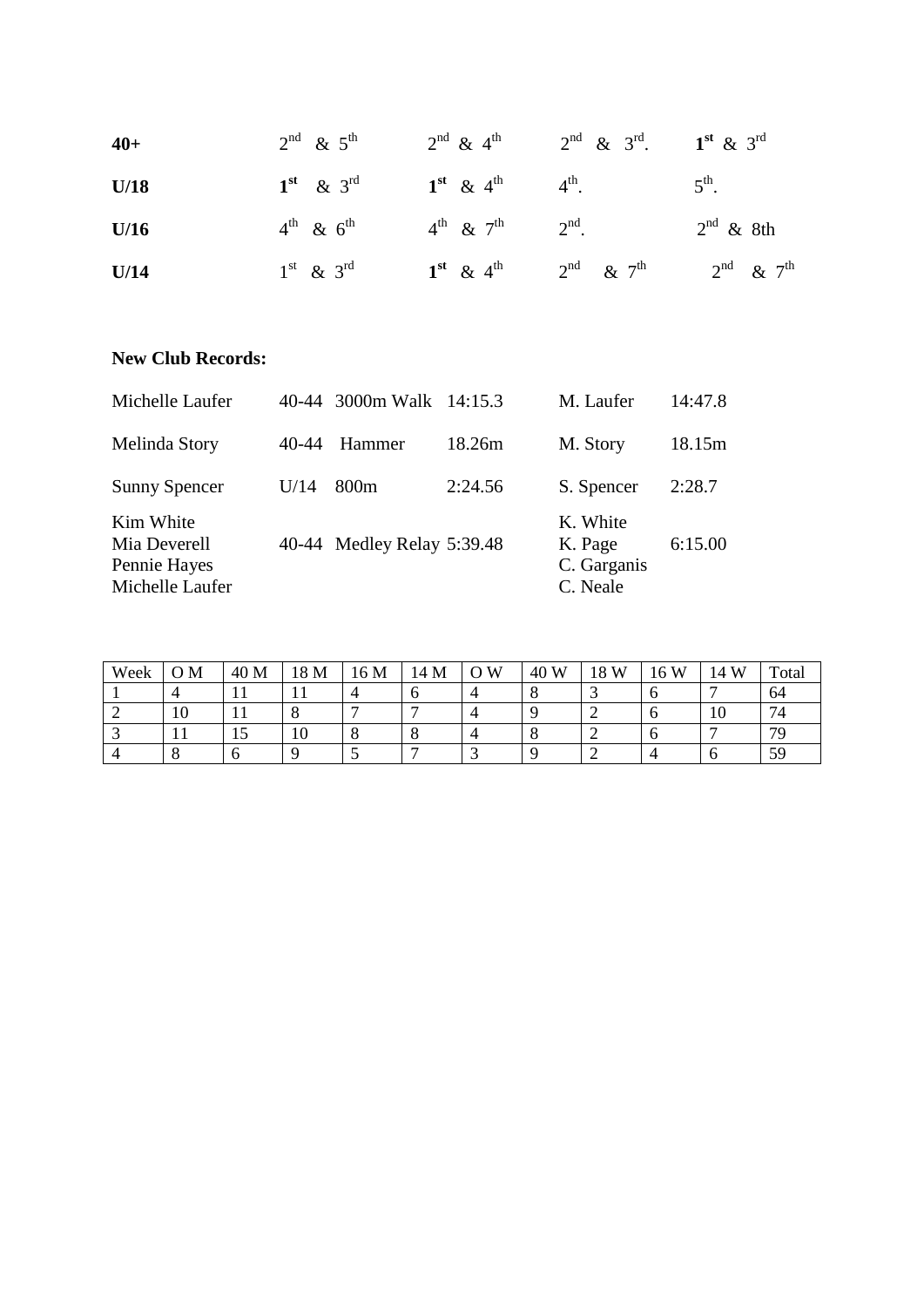| | | | | |
|---|---|---|---|---|
| **40+** | 2nd & 5th | 2nd & 4th | 2nd & 3rd. | **1st** & 3rd |
| **U/18** | **1st** & 3rd | **1st** & 4th | 4th. | 5th. |
| **U/16** | 4th & 6th | 4th & 7th | 2nd. | 2nd & 8th |
| **U/14** | 1st & 3rd | **1st** & 4th | 2nd & 7th | 2nd & 7th |

**New Club Records:**

| | | | | | |
|---|---|---|---|---|---|
| Michelle Laufer | 40-44 | 3000m Walk | 14:15.3 | M. Laufer | 14:47.8 |
| Melinda Story | 40-44 | Hammer | 18.26m | M. Story | 18.15m |
| Sunny Spencer | U/14 | 800m | 2:24.56 | S. Spencer | 2:28.7 |
| Kim White<br>Mia Deverell<br>Pennie Hayes<br>Michelle Laufer | 40-44 | Medley Relay | 5:39.48 | K. White<br>K. Page<br>C. Garganis<br>C. Neale | 6:15.00 |

| Week | O M | 40 M | 18 M | 16 M | 14 M | O W | 40 W | 18 W | 16 W | 14 W | Total |
|---|---|---|---|---|---|---|---|---|---|---|---|
| 1 | 4 | 11 | 11 | 4 | 6 | 4 | 8 | 3 | 6 | 7 | 64 |
| 2 | 10 | 11 | 8 | 7 | 7 | 4 | 9 | 2 | 6 | 10 | 74 |
| 3 | 11 | 15 | 10 | 8 | 8 | 4 | 8 | 2 | 6 | 7 | 79 |
| 4 | 8 | 6 | 9 | 5 | 7 | 3 | 9 | 2 | 4 | 6 | 59 |